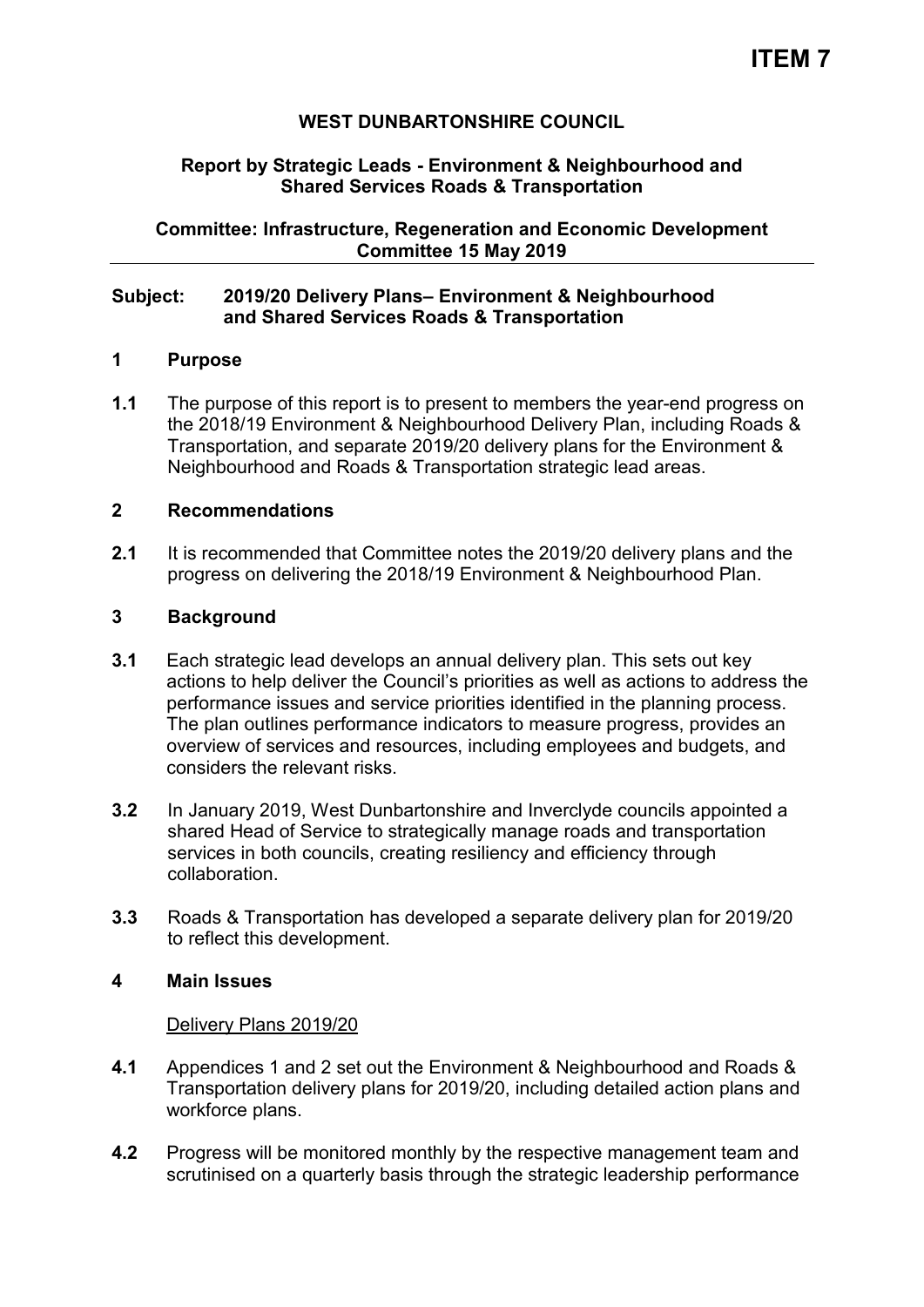# ITEM 7

**WEST DUNBARTONSHIRE COUNCIL**

**Report by Strategic Leads - Environment & Neighbourhood and Shared Services Roads & Transportation**

**Committee: Infrastructure, Regeneration and Economic Development Committee 15 May 2019**

---

**Subject: 2019/20 Delivery Plans– Environment & Neighbourhood and Shared Services Roads & Transportation**

## 1 Purpose

**1.1** The purpose of this report is to present to members the year-end progress on the 2018/19 Environment & Neighbourhood Delivery Plan, including Roads & Transportation, and separate 2019/20 delivery plans for the Environment & Neighbourhood and Roads & Transportation strategic lead areas.

## 2 Recommendations

**2.1** It is recommended that Committee notes the 2019/20 delivery plans and the progress on delivering the 2018/19 Environment & Neighbourhood Plan.

## 3 Background

**3.1** Each strategic lead develops an annual delivery plan. This sets out key actions to help deliver the Council's priorities as well as actions to address the performance issues and service priorities identified in the planning process. The plan outlines performance indicators to measure progress, provides an overview of services and resources, including employees and budgets, and considers the relevant risks.

**3.2** In January 2019, West Dunbartonshire and Inverclyde councils appointed a shared Head of Service to strategically manage roads and transportation services in both councils, creating resiliency and efficiency through collaboration.

**3.3** Roads & Transportation has developed a separate delivery plan for 2019/20 to reflect this development.

## 4 Main Issues

Delivery Plans 2019/20

**4.1** Appendices 1 and 2 set out the Environment & Neighbourhood and Roads & Transportation delivery plans for 2019/20, including detailed action plans and workforce plans.

**4.2** Progress will be monitored monthly by the respective management team and scrutinised on a quarterly basis through the strategic leadership performance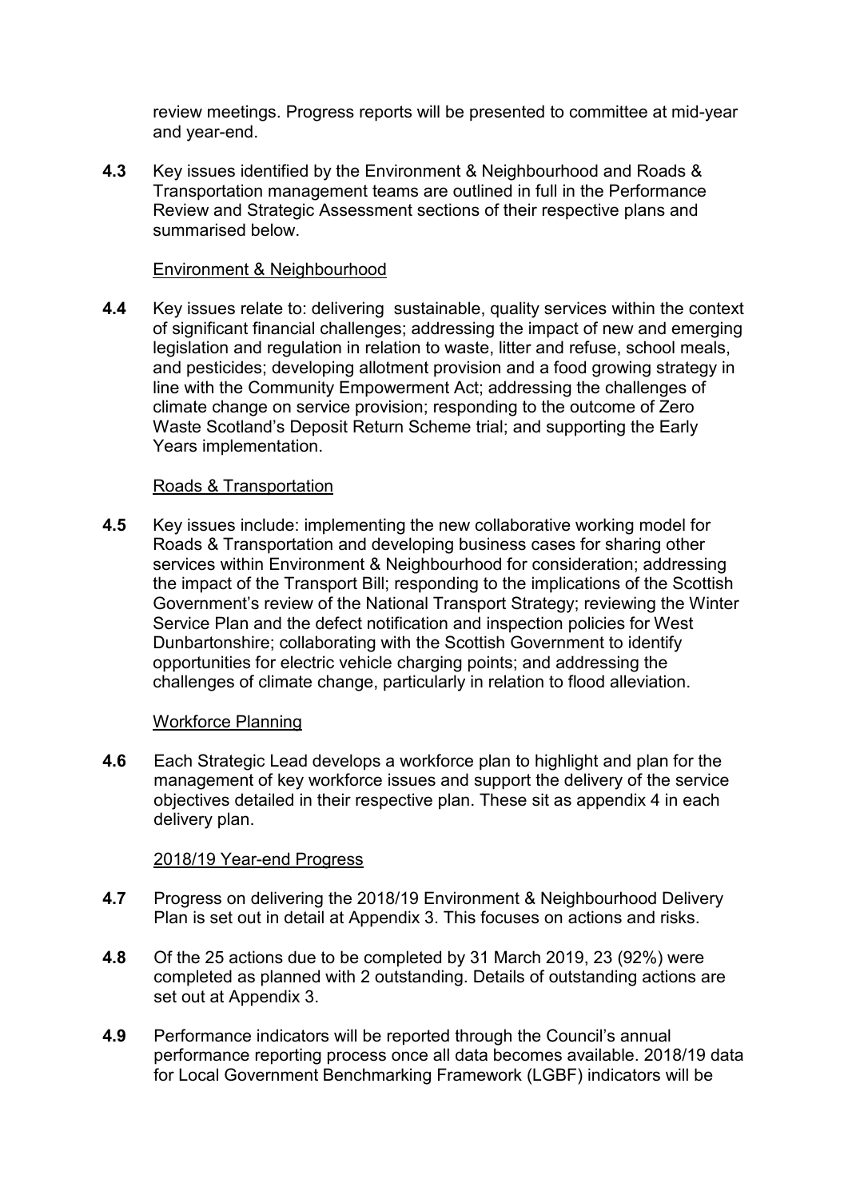review meetings. Progress reports will be presented to committee at mid-year and year-end.

**4.3** Key issues identified by the Environment & Neighbourhood and Roads & Transportation management teams are outlined in full in the Performance Review and Strategic Assessment sections of their respective plans and summarised below.

Environment & Neighbourhood

**4.4** Key issues relate to: delivering sustainable, quality services within the context of significant financial challenges; addressing the impact of new and emerging legislation and regulation in relation to waste, litter and refuse, school meals, and pesticides; developing allotment provision and a food growing strategy in line with the Community Empowerment Act; addressing the challenges of climate change on service provision; responding to the outcome of Zero Waste Scotland's Deposit Return Scheme trial; and supporting the Early Years implementation.

Roads & Transportation

**4.5** Key issues include: implementing the new collaborative working model for Roads & Transportation and developing business cases for sharing other services within Environment & Neighbourhood for consideration; addressing the impact of the Transport Bill; responding to the implications of the Scottish Government's review of the National Transport Strategy; reviewing the Winter Service Plan and the defect notification and inspection policies for West Dunbartonshire; collaborating with the Scottish Government to identify opportunities for electric vehicle charging points; and addressing the challenges of climate change, particularly in relation to flood alleviation.

Workforce Planning

**4.6** Each Strategic Lead develops a workforce plan to highlight and plan for the management of key workforce issues and support the delivery of the service objectives detailed in their respective plan. These sit as appendix 4 in each delivery plan.

2018/19 Year-end Progress

**4.7** Progress on delivering the 2018/19 Environment & Neighbourhood Delivery Plan is set out in detail at Appendix 3. This focuses on actions and risks.

**4.8** Of the 25 actions due to be completed by 31 March 2019, 23 (92%) were completed as planned with 2 outstanding. Details of outstanding actions are set out at Appendix 3.

**4.9** Performance indicators will be reported through the Council's annual performance reporting process once all data becomes available. 2018/19 data for Local Government Benchmarking Framework (LGBF) indicators will be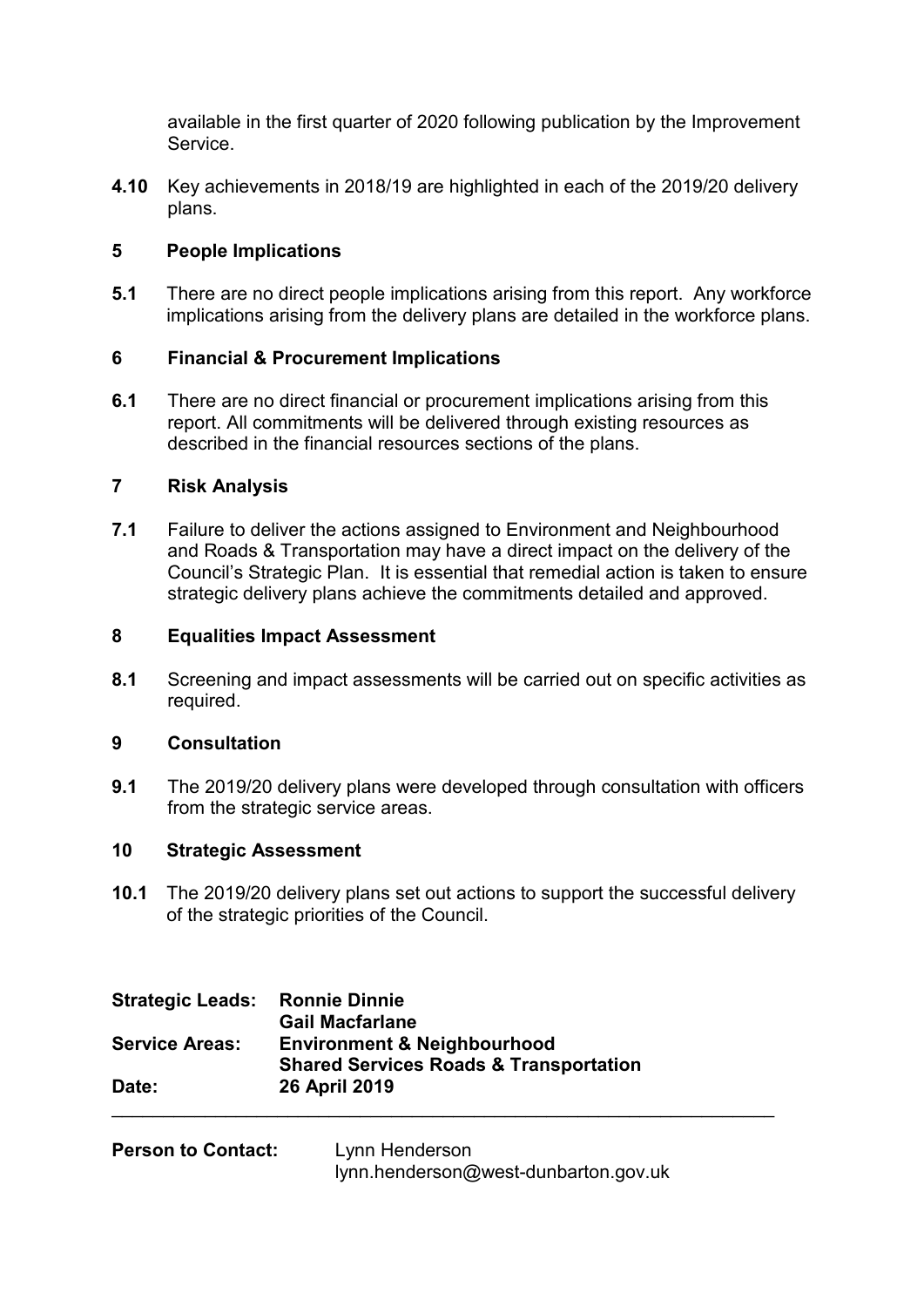available in the first quarter of 2020 following publication by the Improvement Service.

**4.10** Key achievements in 2018/19 are highlighted in each of the 2019/20 delivery plans.

## 5 People Implications

**5.1** There are no direct people implications arising from this report. Any workforce implications arising from the delivery plans are detailed in the workforce plans.

## 6 Financial & Procurement Implications

**6.1** There are no direct financial or procurement implications arising from this report. All commitments will be delivered through existing resources as described in the financial resources sections of the plans.

## 7 Risk Analysis

**7.1** Failure to deliver the actions assigned to Environment and Neighbourhood and Roads & Transportation may have a direct impact on the delivery of the Council's Strategic Plan. It is essential that remedial action is taken to ensure strategic delivery plans achieve the commitments detailed and approved.

## 8 Equalities Impact Assessment

**8.1** Screening and impact assessments will be carried out on specific activities as required.

## 9 Consultation

**9.1** The 2019/20 delivery plans were developed through consultation with officers from the strategic service areas.

## 10 Strategic Assessment

**10.1** The 2019/20 delivery plans set out actions to support the successful delivery of the strategic priorities of the Council.

**Strategic Leads:** **Ronnie Dinnie**
**Gail Macfarlane**
**Service Areas:** **Environment & Neighbourhood**
**Shared Services Roads & Transportation**
**Date:** **26 April 2019**

---

**Person to Contact:** Lynn Henderson
lynn.henderson@west-dunbarton.gov.uk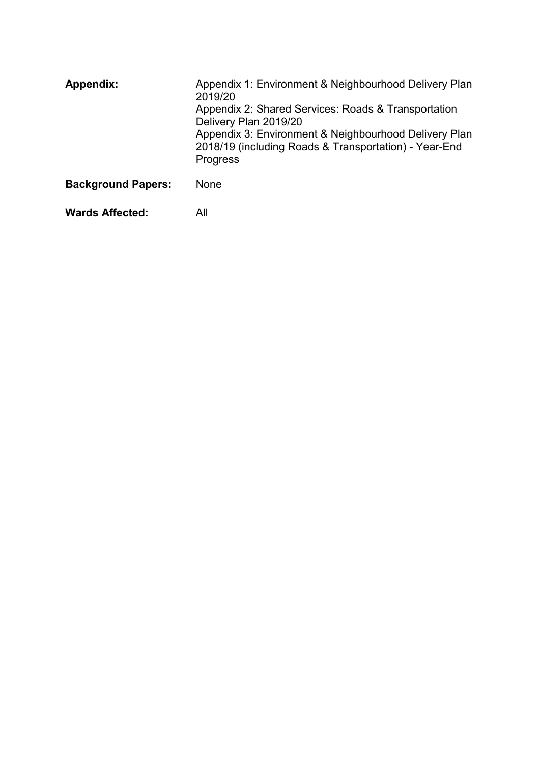| | |
|---|---|
| **Appendix:** | Appendix 1: Environment & Neighbourhood Delivery Plan 2019/20<br>Appendix 2: Shared Services: Roads & Transportation Delivery Plan 2019/20<br>Appendix 3: Environment & Neighbourhood Delivery Plan 2018/19 (including Roads & Transportation) - Year-End Progress |
| **Background Papers:** | None |
| **Wards Affected:** | All |